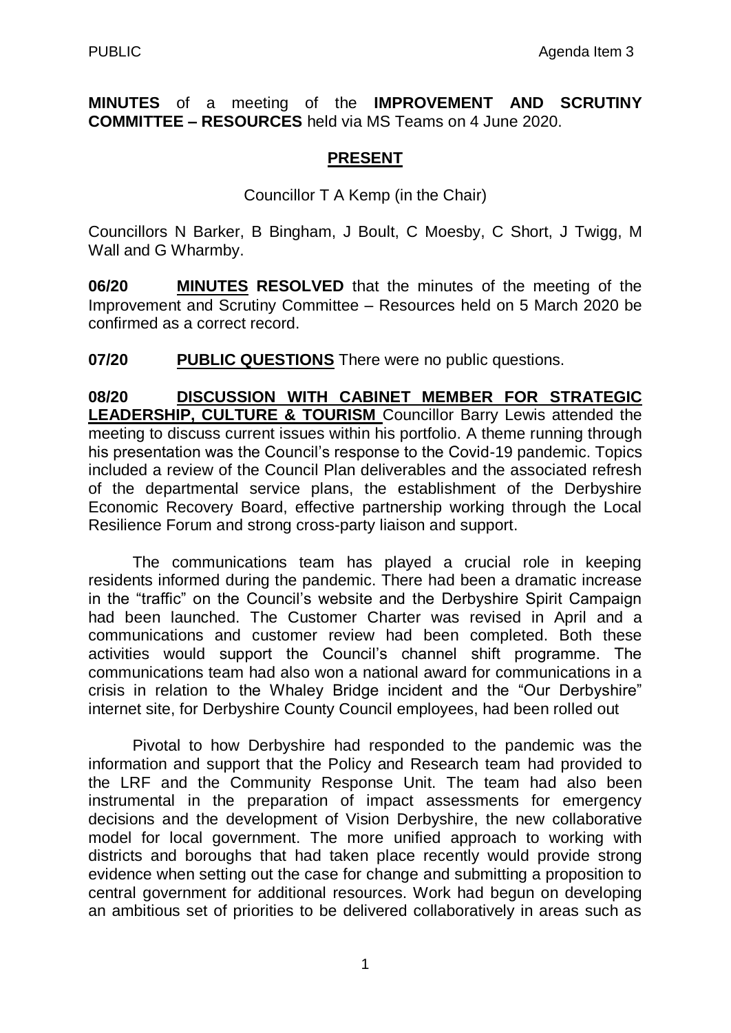PUBLIC Agenda Item 3

**MINUTES** of a meeting of the **IMPROVEMENT AND SCRUTINY COMMITTEE – RESOURCES** held via MS Teams on 4 June 2020.

## PRESENT

Councillor T A Kemp (in the Chair)

Councillors N Barker, B Bingham, J Boult, C Moesby, C Short, J Twigg, M Wall and G Wharmby.

**06/20 MINUTES RESOLVED** that the minutes of the meeting of the Improvement and Scrutiny Committee – Resources held on 5 March 2020 be confirmed as a correct record.

**07/20 PUBLIC QUESTIONS** There were no public questions.

**08/20 DISCUSSION WITH CABINET MEMBER FOR STRATEGIC LEADERSHIP, CULTURE & TOURISM** Councillor Barry Lewis attended the meeting to discuss current issues within his portfolio. A theme running through his presentation was the Council's response to the Covid-19 pandemic. Topics included a review of the Council Plan deliverables and the associated refresh of the departmental service plans, the establishment of the Derbyshire Economic Recovery Board, effective partnership working through the Local Resilience Forum and strong cross-party liaison and support.

The communications team has played a crucial role in keeping residents informed during the pandemic. There had been a dramatic increase in the "traffic" on the Council's website and the Derbyshire Spirit Campaign had been launched. The Customer Charter was revised in April and a communications and customer review had been completed. Both these activities would support the Council's channel shift programme. The communications team had also won a national award for communications in a crisis in relation to the Whaley Bridge incident and the "Our Derbyshire" internet site, for Derbyshire County Council employees, had been rolled out

Pivotal to how Derbyshire had responded to the pandemic was the information and support that the Policy and Research team had provided to the LRF and the Community Response Unit. The team had also been instrumental in the preparation of impact assessments for emergency decisions and the development of Vision Derbyshire, the new collaborative model for local government. The more unified approach to working with districts and boroughs that had taken place recently would provide strong evidence when setting out the case for change and submitting a proposition to central government for additional resources. Work had begun on developing an ambitious set of priorities to be delivered collaboratively in areas such as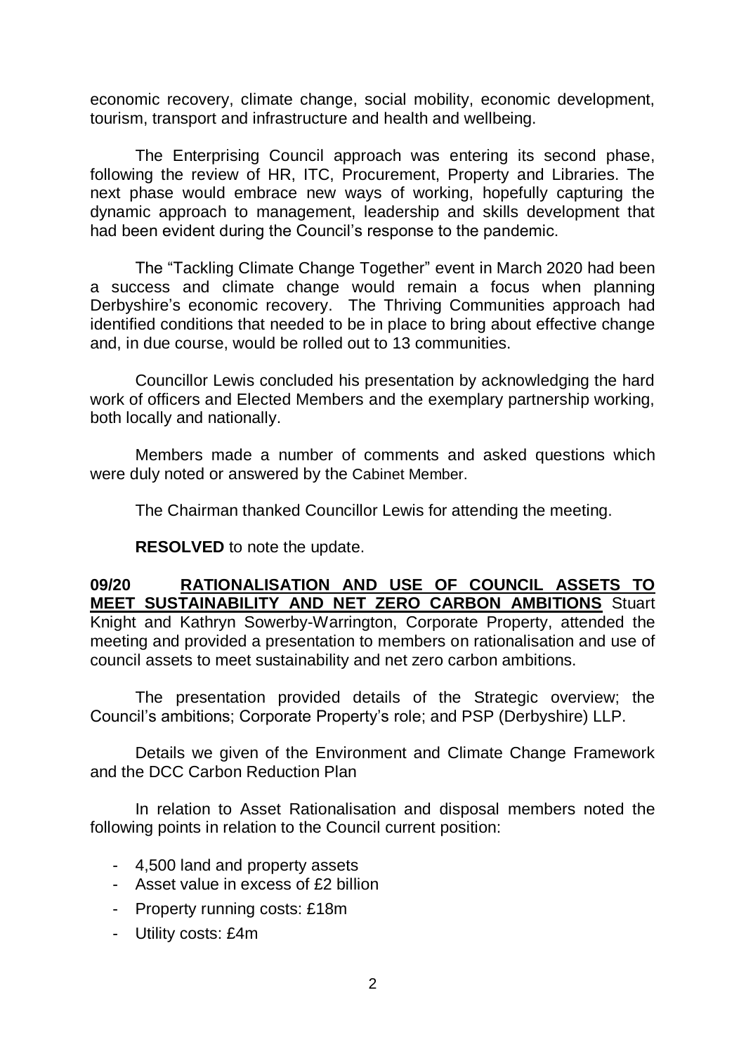economic recovery, climate change, social mobility, economic development, tourism, transport and infrastructure and health and wellbeing.

The Enterprising Council approach was entering its second phase, following the review of HR, ITC, Procurement, Property and Libraries. The next phase would embrace new ways of working, hopefully capturing the dynamic approach to management, leadership and skills development that had been evident during the Council's response to the pandemic.

The "Tackling Climate Change Together" event in March 2020 had been a success and climate change would remain a focus when planning Derbyshire's economic recovery. The Thriving Communities approach had identified conditions that needed to be in place to bring about effective change and, in due course, would be rolled out to 13 communities.

Councillor Lewis concluded his presentation by acknowledging the hard work of officers and Elected Members and the exemplary partnership working, both locally and nationally.

Members made a number of comments and asked questions which were duly noted or answered by the Cabinet Member.

The Chairman thanked Councillor Lewis for attending the meeting.

**RESOLVED** to note the update.

**09/20 RATIONALISATION AND USE OF COUNCIL ASSETS TO MEET SUSTAINABILITY AND NET ZERO CARBON AMBITIONS** Stuart Knight and Kathryn Sowerby-Warrington, Corporate Property, attended the meeting and provided a presentation to members on rationalisation and use of council assets to meet sustainability and net zero carbon ambitions.

The presentation provided details of the Strategic overview; the Council's ambitions; Corporate Property's role; and PSP (Derbyshire) LLP.

Details we given of the Environment and Climate Change Framework and the DCC Carbon Reduction Plan

In relation to Asset Rationalisation and disposal members noted the following points in relation to the Council current position:

- 4,500 land and property assets
- Asset value in excess of £2 billion
- Property running costs: £18m
- Utility costs: £4m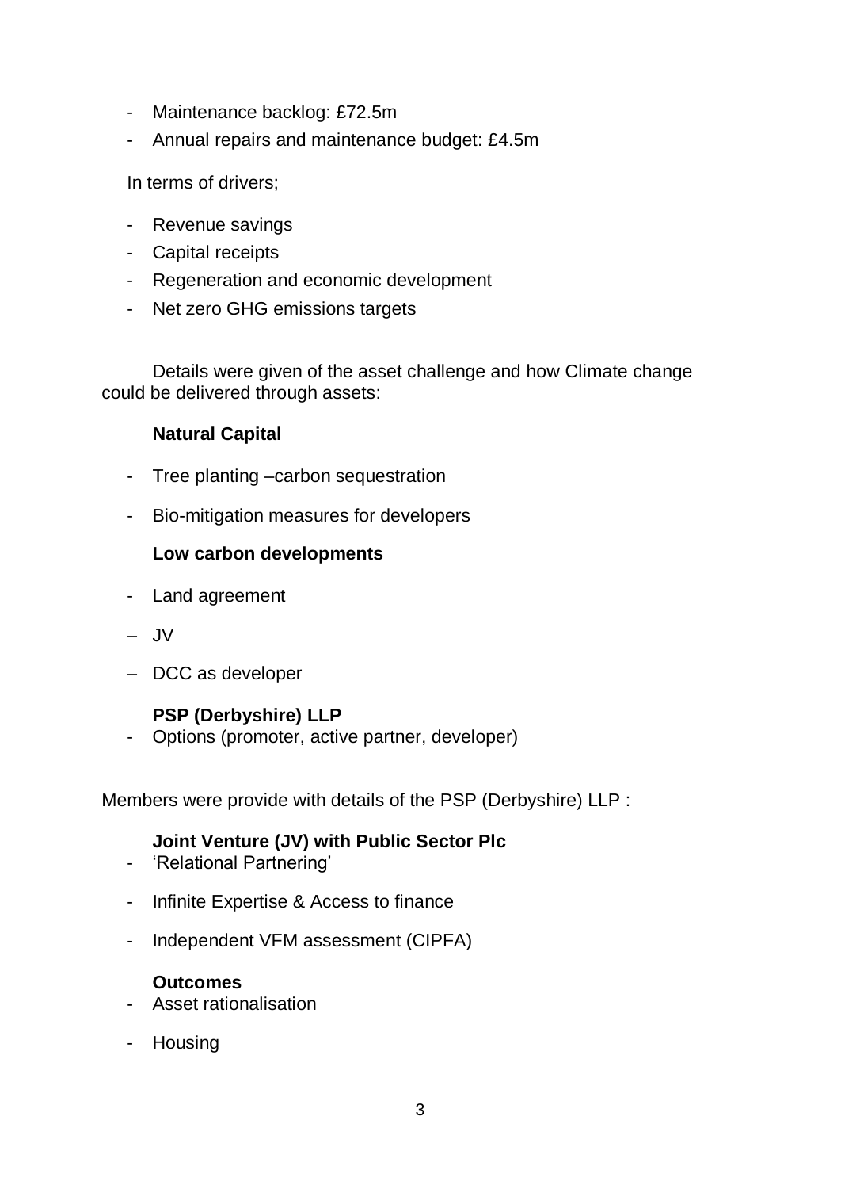- Maintenance backlog: £72.5m
- Annual repairs and maintenance budget: £4.5m

In terms of drivers;

- Revenue savings
- Capital receipts
- Regeneration and economic development
- Net zero GHG emissions targets

Details were given of the asset challenge and how Climate change could be delivered through assets:

**Natural Capital**

- Tree planting –carbon sequestration
- Bio-mitigation measures for developers

**Low carbon developments**

- Land agreement
- JV
- DCC as developer

**PSP (Derbyshire) LLP**

- Options (promoter, active partner, developer)

Members were provide with details of the PSP (Derbyshire) LLP :

**Joint Venture (JV) with Public Sector Plc**

- 'Relational Partnering'
- Infinite Expertise & Access to finance
- Independent VFM assessment (CIPFA)

**Outcomes**

- Asset rationalisation
- Housing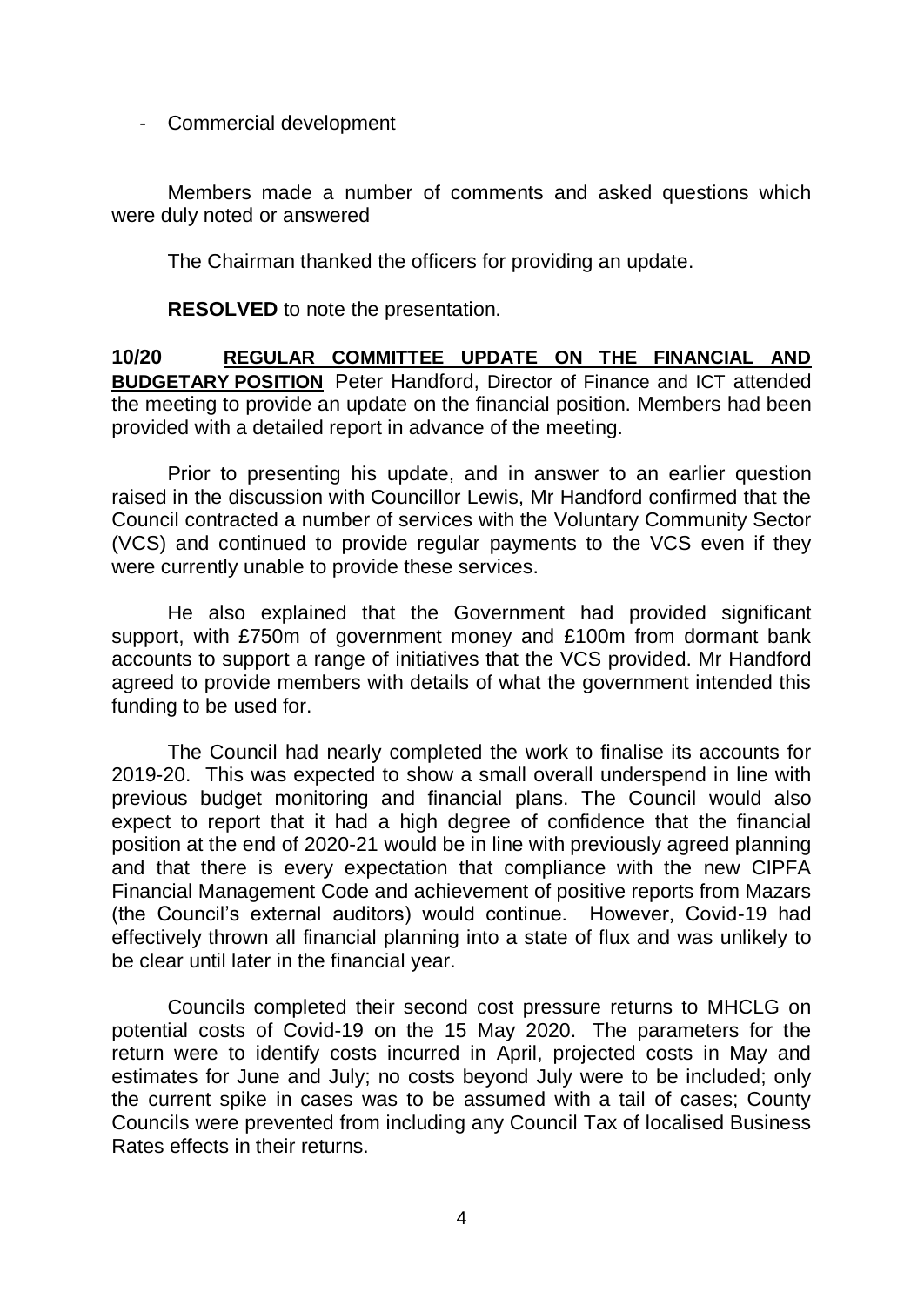- Commercial development

Members made a number of comments and asked questions which were duly noted or answered

The Chairman thanked the officers for providing an update.

**RESOLVED** to note the presentation.

**10/20** **REGULAR COMMITTEE UPDATE ON THE FINANCIAL AND BUDGETARY POSITION** Peter Handford, Director of Finance and ICT attended the meeting to provide an update on the financial position. Members had been provided with a detailed report in advance of the meeting.

Prior to presenting his update, and in answer to an earlier question raised in the discussion with Councillor Lewis, Mr Handford confirmed that the Council contracted a number of services with the Voluntary Community Sector (VCS) and continued to provide regular payments to the VCS even if they were currently unable to provide these services.

He also explained that the Government had provided significant support, with £750m of government money and £100m from dormant bank accounts to support a range of initiatives that the VCS provided. Mr Handford agreed to provide members with details of what the government intended this funding to be used for.

The Council had nearly completed the work to finalise its accounts for 2019-20. This was expected to show a small overall underspend in line with previous budget monitoring and financial plans. The Council would also expect to report that it had a high degree of confidence that the financial position at the end of 2020-21 would be in line with previously agreed planning and that there is every expectation that compliance with the new CIPFA Financial Management Code and achievement of positive reports from Mazars (the Council's external auditors) would continue. However, Covid-19 had effectively thrown all financial planning into a state of flux and was unlikely to be clear until later in the financial year.

Councils completed their second cost pressure returns to MHCLG on potential costs of Covid-19 on the 15 May 2020. The parameters for the return were to identify costs incurred in April, projected costs in May and estimates for June and July; no costs beyond July were to be included; only the current spike in cases was to be assumed with a tail of cases; County Councils were prevented from including any Council Tax of localised Business Rates effects in their returns.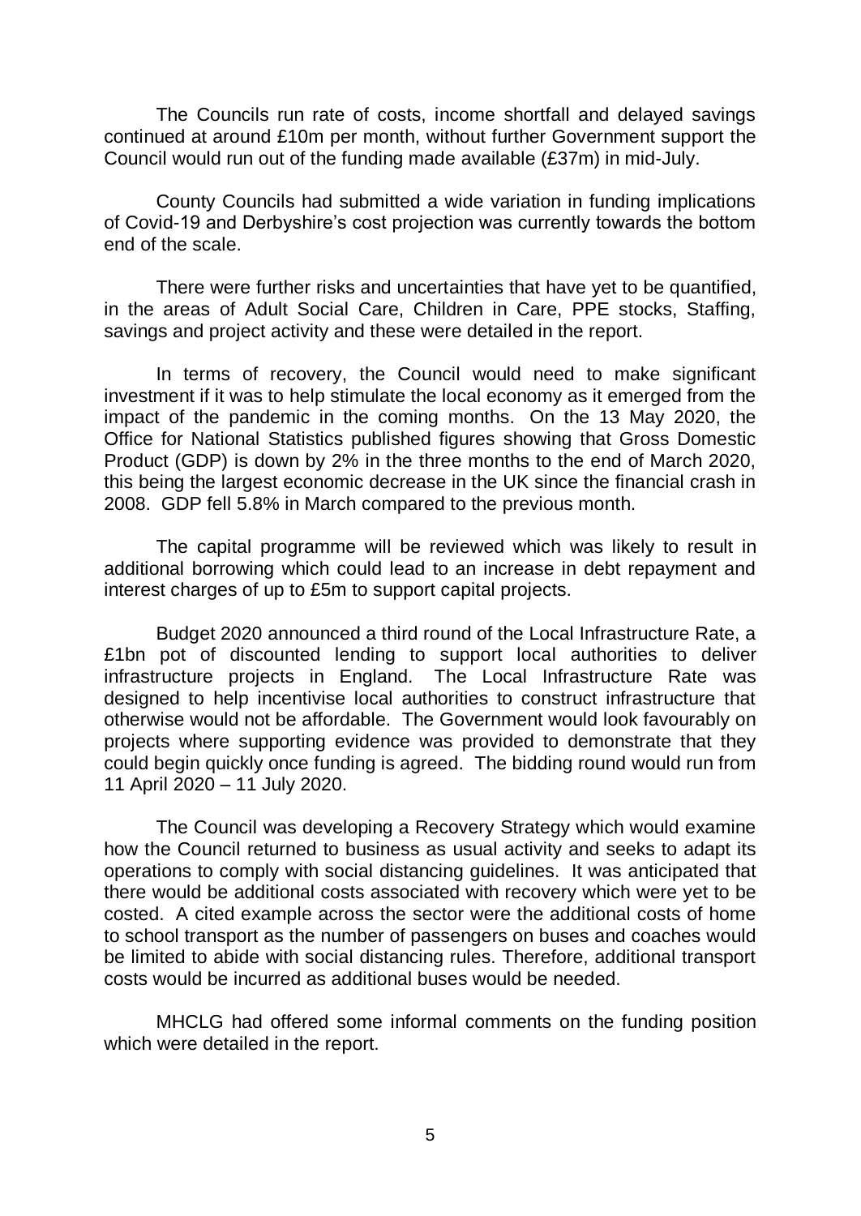The Councils run rate of costs, income shortfall and delayed savings continued at around £10m per month, without further Government support the Council would run out of the funding made available (£37m) in mid-July.

County Councils had submitted a wide variation in funding implications of Covid-19 and Derbyshire's cost projection was currently towards the bottom end of the scale.

There were further risks and uncertainties that have yet to be quantified, in the areas of Adult Social Care, Children in Care, PPE stocks, Staffing, savings and project activity and these were detailed in the report.

In terms of recovery, the Council would need to make significant investment if it was to help stimulate the local economy as it emerged from the impact of the pandemic in the coming months. On the 13 May 2020, the Office for National Statistics published figures showing that Gross Domestic Product (GDP) is down by 2% in the three months to the end of March 2020, this being the largest economic decrease in the UK since the financial crash in 2008. GDP fell 5.8% in March compared to the previous month.

The capital programme will be reviewed which was likely to result in additional borrowing which could lead to an increase in debt repayment and interest charges of up to £5m to support capital projects.

Budget 2020 announced a third round of the Local Infrastructure Rate, a £1bn pot of discounted lending to support local authorities to deliver infrastructure projects in England. The Local Infrastructure Rate was designed to help incentivise local authorities to construct infrastructure that otherwise would not be affordable. The Government would look favourably on projects where supporting evidence was provided to demonstrate that they could begin quickly once funding is agreed. The bidding round would run from 11 April 2020 – 11 July 2020.

The Council was developing a Recovery Strategy which would examine how the Council returned to business as usual activity and seeks to adapt its operations to comply with social distancing guidelines. It was anticipated that there would be additional costs associated with recovery which were yet to be costed. A cited example across the sector were the additional costs of home to school transport as the number of passengers on buses and coaches would be limited to abide with social distancing rules. Therefore, additional transport costs would be incurred as additional buses would be needed.

MHCLG had offered some informal comments on the funding position which were detailed in the report.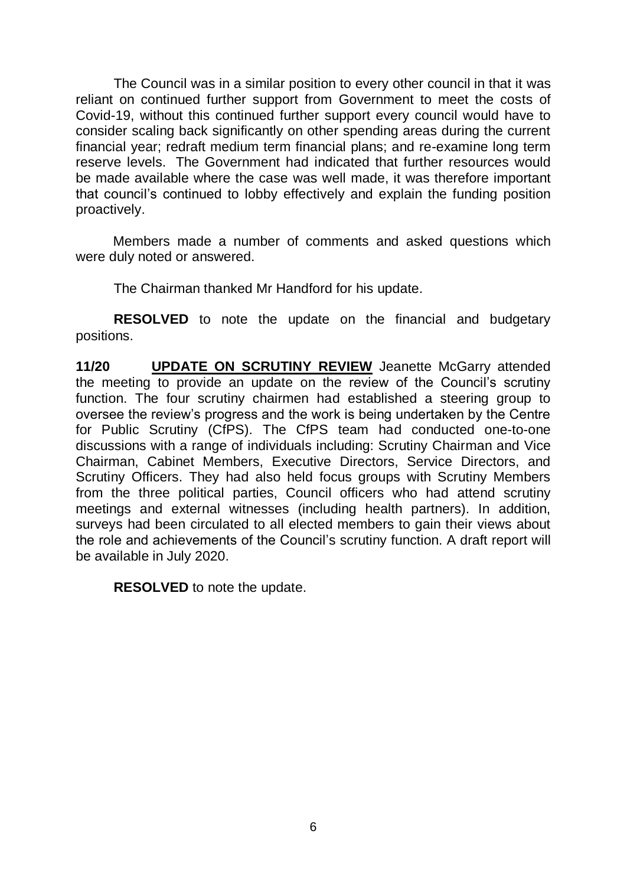The Council was in a similar position to every other council in that it was reliant on continued further support from Government to meet the costs of Covid-19, without this continued further support every council would have to consider scaling back significantly on other spending areas during the current financial year; redraft medium term financial plans; and re-examine long term reserve levels. The Government had indicated that further resources would be made available where the case was well made, it was therefore important that council's continued to lobby effectively and explain the funding position proactively.

Members made a number of comments and asked questions which were duly noted or answered.

The Chairman thanked Mr Handford for his update.

**RESOLVED** to note the update on the financial and budgetary positions.

**11/20** **UPDATE ON SCRUTINY REVIEW** Jeanette McGarry attended the meeting to provide an update on the review of the Council's scrutiny function. The four scrutiny chairmen had established a steering group to oversee the review's progress and the work is being undertaken by the Centre for Public Scrutiny (CfPS). The CfPS team had conducted one-to-one discussions with a range of individuals including: Scrutiny Chairman and Vice Chairman, Cabinet Members, Executive Directors, Service Directors, and Scrutiny Officers. They had also held focus groups with Scrutiny Members from the three political parties, Council officers who had attend scrutiny meetings and external witnesses (including health partners). In addition, surveys had been circulated to all elected members to gain their views about the role and achievements of the Council's scrutiny function. A draft report will be available in July 2020.

**RESOLVED** to note the update.